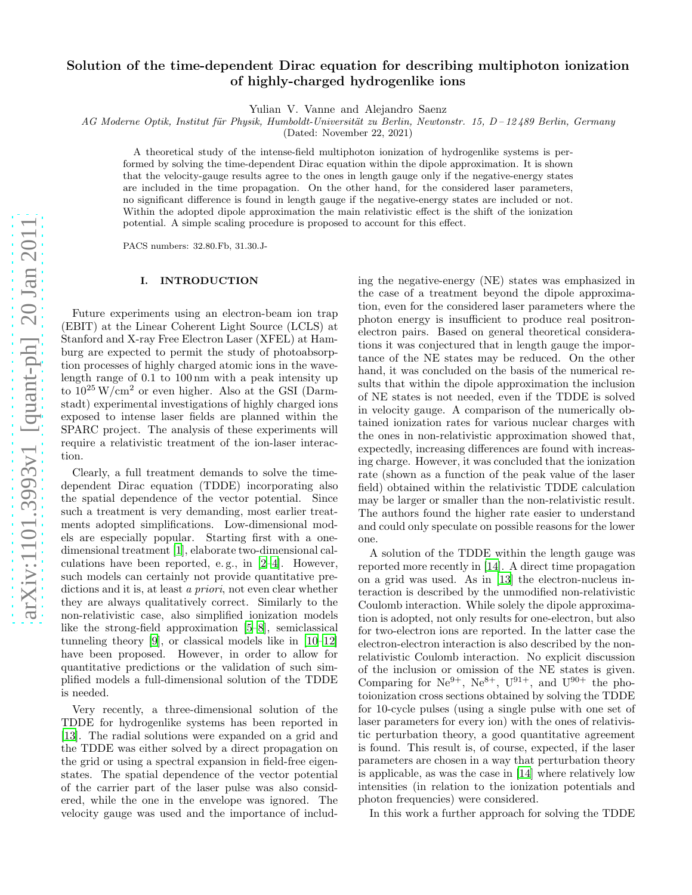# Solution of the time-dependent Dirac equation for describing multiphoton ionization of highly-charged hydrogenlike ions

Yulian V. Vanne and Alejandro Saenz

*AG Moderne Optik, Institut für Physik, Humboldt-Universität zu Berlin, Newtonstr. 15, D – 12 489 Berlin, Germany*

(Dated: November 22, 2021)

A theoretical study of the intense-field multiphoton ionization of hydrogenlike systems is performed by solving the time-dependent Dirac equation within the dipole approximation. It is shown that the velocity-gauge results agree to the ones in length gauge only if the negative-energy states are included in the time propagation. On the other hand, for the considered laser parameters, no significant difference is found in length gauge if the negative-energy states are included or not. Within the adopted dipole approximation the main relativistic effect is the shift of the ionization potential. A simple scaling procedure is proposed to account for this effect.

PACS numbers: 32.80.Fb, 31.30.J-

## I. INTRODUCTION

Future experiments using an electron-beam ion trap (EBIT) at the Linear Coherent Light Source (LCLS) at Stanford and X-ray Free Electron Laser (XFEL) at Hamburg are expected to permit the study of photoabsorption processes of highly charged atomic ions in the wavelength range of 0.1 to 100 nm with a peak intensity up to $10^{25}$ W/cm$^2$ or even higher. Also at the GSI (Darmstadt) experimental investigations of highly charged ions exposed to intense laser fields are planned within the SPARC project. The analysis of these experiments will require a relativistic treatment of the ion-laser interaction.

Clearly, a full treatment demands to solve the time-dependent Dirac equation (TDDE) incorporating also the spatial dependence of the vector potential. Since such a treatment is very demanding, most earlier treatments adopted simplifications. Low-dimensional models are especially popular. Starting first with a one-dimensional treatment [1], elaborate two-dimensional calculations have been reported, e. g., in [2–4]. However, such models can certainly not provide quantitative predictions and it is, at least *a priori*, not even clear whether they are always qualitatively correct. Similarly to the non-relativistic case, also simplified ionization models like the strong-field approximation [5–8], semiclassical tunneling theory [9], or classical models like in [10–12] have been proposed. However, in order to allow for quantitative predictions or the validation of such simplified models a full-dimensional solution of the TDDE is needed.

Very recently, a three-dimensional solution of the TDDE for hydrogenlike systems has been reported in [13]. The radial solutions were expanded on a grid and the TDDE was either solved by a direct propagation on the grid or using a spectral expansion in field-free eigenstates. The spatial dependence of the vector potential of the carrier part of the laser pulse was also considered, while the one in the envelope was ignored. The velocity gauge was used and the importance of including the negative-energy (NE) states was emphasized in the case of a treatment beyond the dipole approximation, even for the considered laser parameters where the photon energy is insufficient to produce real positron-electron pairs. Based on general theoretical considerations it was conjectured that in length gauge the importance of the NE states may be reduced. On the other hand, it was concluded on the basis of the numerical results that within the dipole approximation the inclusion of NE states is not needed, even if the TDDE is solved in velocity gauge. A comparison of the numerically obtained ionization rates for various nuclear charges with the ones in non-relativistic approximation showed that, expectedly, increasing differences are found with increasing charge. However, it was concluded that the ionization rate (shown as a function of the peak value of the laser field) obtained within the relativistic TDDE calculation may be larger or smaller than the non-relativistic result. The authors found the higher rate easier to understand and could only speculate on possible reasons for the lower one.

A solution of the TDDE within the length gauge was reported more recently in [14]. A direct time propagation on a grid was used. As in [13] the electron-nucleus interaction is described by the unmodified non-relativistic Coulomb interaction. While solely the dipole approximation is adopted, not only results for one-electron, but also for two-electron ions are reported. In the latter case the electron-electron interaction is also described by the non-relativistic Coulomb interaction. No explicit discussion of the inclusion or omission of the NE states is given. Comparing for $Ne^{9+}$, $Ne^{8+}$, $U^{91+}$, and $U^{90+}$ the photoionization cross sections obtained by solving the TDDE for 10-cycle pulses (using a single pulse with one set of laser parameters for every ion) with the ones of relativistic perturbation theory, a good quantitative agreement is found. This result is, of course, expected, if the laser parameters are chosen in a way that perturbation theory is applicable, as was the case in [14] where relatively low intensities (in relation to the ionization potentials and photon frequencies) were considered.

In this work a further approach for solving the TDDE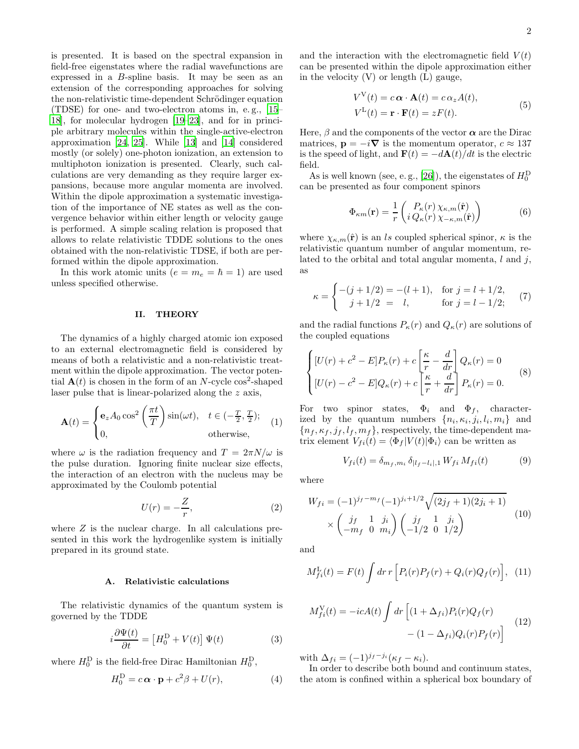is presented. It is based on the spectral expansion in field-free eigenstates where the radial wavefunctions are expressed in a $B$-spline basis. It may be seen as an extension of the corresponding approaches for solving the non-relativistic time-dependent Schrödinger equation (TDSE) for one- and two-electron atoms in, e. g., [15–18], for molecular hydrogen [19–23], and for in principle arbitrary molecules within the single-active-electron approximation [24, 25]. While [13] and [14] considered mostly (or solely) one-photon ionization, an extension to multiphoton ionization is presented. Clearly, such calculations are very demanding as they require larger expansions, because more angular momenta are involved. Within the dipole approximation a systematic investigation of the importance of NE states as well as the convergence behavior within either length or velocity gauge is performed. A simple scaling relation is proposed that allows to relate relativistic TDDE solutions to the ones obtained with the non-relativistic TDSE, if both are performed within the dipole approximation.

In this work atomic units ($e = m_e = \hbar = 1$) are used unless specified otherwise.

## II. THEORY

The dynamics of a highly charged atomic ion exposed to an external electromagnetic field is considered by means of both a relativistic and a non-relativistic treatment within the dipole approximation. The vector potential $\mathbf{A}(t)$ is chosen in the form of an $N$-cycle $\cos^2$-shaped laser pulse that is linear-polarized along the $z$ axis,

$$\mathbf{A}(t) = \begin{cases} \mathbf{e}_z A_0 \cos^2\left(\frac{\pi t}{T}\right) \sin(\omega t), & t \in (-\frac{T}{2}, \frac{T}{2}); \\ 0, & \text{otherwise}, \end{cases} \tag{1}$$

where $\omega$ is the radiation frequency and $T = 2\pi N/\omega$ is the pulse duration. Ignoring finite nuclear size effects, the interaction of an electron with the nucleus may be approximated by the Coulomb potential

$$U(r) = -\frac{Z}{r}, \tag{2}$$

where $Z$ is the nuclear charge. In all calculations presented in this work the hydrogenlike system is initially prepared in its ground state.

### A. Relativistic calculations

The relativistic dynamics of the quantum system is governed by the TDDE

$$i\frac{\partial \Psi(t)}{\partial t} = \left[H_0^{\mathrm{D}} + V(t)\right]\Psi(t) \tag{3}$$

where $H_0^{\mathrm{D}}$ is the field-free Dirac Hamiltonian $H_0^{\mathrm{D}}$,

$$H_0^{\mathrm{D}} = c\,\boldsymbol{\alpha}\cdot\mathbf{p} + c^2\beta + U(r), \tag{4}$$

and the interaction with the electromagnetic field $V(t)$ can be presented within the dipole approximation either in the velocity (V) or length (L) gauge,

$$\begin{aligned} V^{\mathrm{V}}(t) &= c\,\boldsymbol{\alpha}\cdot\mathbf{A}(t) = c\,\alpha_z A(t), \\ V^{\mathrm{L}}(t) &= \mathbf{r}\cdot\mathbf{F}(t) = zF(t). \end{aligned} \tag{5}$$

Here, $\beta$ and the components of the vector $\boldsymbol{\alpha}$ are the Dirac matrices, $\mathbf{p} = -i\boldsymbol{\nabla}$ is the momentum operator, $c \approx 137$ is the speed of light, and $\mathbf{F}(t) = -d\mathbf{A}(t)/dt$ is the electric field.

As is well known (see, e. g., [26]), the eigenstates of $H_0^{\mathrm{D}}$ can be presented as four component spinors

$$\Phi_{\kappa m}(\mathbf{r}) = \frac{1}{r}\begin{pmatrix} P_\kappa(r)\,\chi_{\kappa,m}(\hat{\mathbf{r}}) \\ i\,Q_\kappa(r)\,\chi_{-\kappa,m}(\hat{\mathbf{r}}) \end{pmatrix} \tag{6}$$

where $\chi_{\kappa,m}(\hat{\mathbf{r}})$ is an $ls$ coupled spherical spinor, $\kappa$ is the relativistic quantum number of angular momentum, related to the orbital and total angular momenta, $l$ and $j$, as

$$\kappa = \begin{cases} -(j+1/2) = -(l+1), & \text{for } j = l+1/2, \\ \quad j+1/2 \;=\; l, & \text{for } j = l-1/2; \end{cases} \tag{7}$$

and the radial functions $P_\kappa(r)$ and $Q_\kappa(r)$ are solutions of the coupled equations

$$\begin{cases} [U(r) + c^2 - E]P_\kappa(r) + c\left[\frac{\kappa}{r} - \frac{d}{dr}\right]Q_\kappa(r) = 0 \\ [U(r) - c^2 - E]Q_\kappa(r) + c\left[\frac{\kappa}{r} + \frac{d}{dr}\right]P_\kappa(r) = 0. \end{cases} \tag{8}$$

For two spinor states, $\Phi_i$ and $\Phi_f$, characterized by the quantum numbers $\{n_i, \kappa_i, j_i, l_i, m_i\}$ and $\{n_f, \kappa_f, j_f, l_f, m_f\}$, respectively, the time-dependent matrix element $V_{fi}(t) = \langle\Phi_f|V(t)|\Phi_i\rangle$ can be written as

$$V_{fi}(t) = \delta_{m_f,m_i}\,\delta_{|l_f-l_i|,1}\,W_{fi}\,M_{fi}(t) \tag{9}$$

where

$$\begin{aligned} W_{fi} = {}& (-1)^{j_f-m_f}(-1)^{j_i+1/2}\sqrt{(2j_f+1)(2j_i+1)} \\ & \times \begin{pmatrix} j_f & 1 & j_i \\ -m_f & 0 & m_i \end{pmatrix} \begin{pmatrix} j_f & 1 & j_i \\ -1/2 & 0 & 1/2 \end{pmatrix} \end{aligned} \tag{10}$$

and

$$M_{fi}^{\mathrm{L}}(t) = F(t)\int dr\, r\left[P_i(r)P_f(r) + Q_i(r)Q_f(r)\right], \tag{11}$$

$$\begin{aligned} M_{fi}^{\mathrm{V}}(t) = -icA(t)\int dr\,\Big[&(1+\Delta_{fi})P_i(r)Q_f(r) \\ &- (1-\Delta_{fi})Q_i(r)P_f(r)\Big] \end{aligned} \tag{12}$$

with $\Delta_{fi} = (-1)^{j_f-j_i}(\kappa_f - \kappa_i)$.

In order to describe both bound and continuum states, the atom is confined within a spherical box boundary of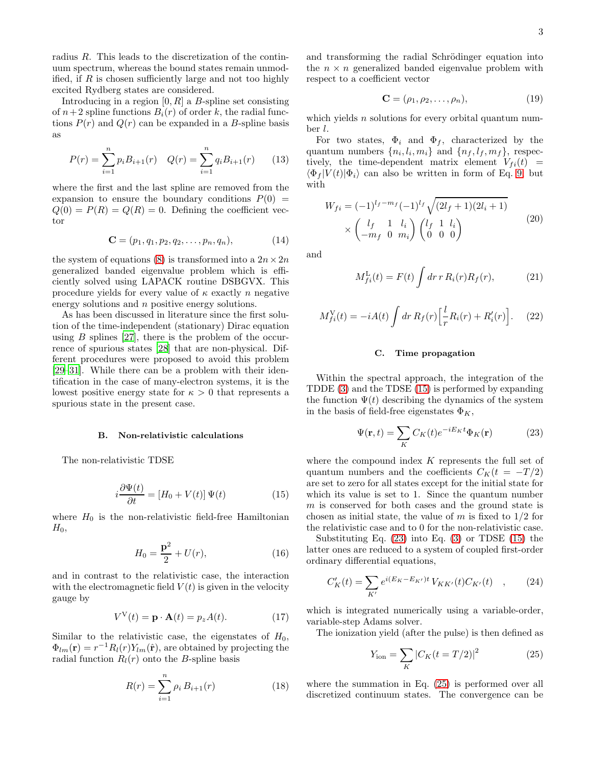radius $R$. This leads to the discretization of the continuum spectrum, whereas the bound states remain unmodified, if $R$ is chosen sufficiently large and not too highly excited Rydberg states are considered.

Introducing in a region $[0, R]$ a $B$-spline set consisting of $n+2$ spline functions $B_i(r)$ of order $k$, the radial functions $P(r)$ and $Q(r)$ can be expanded in a $B$-spline basis as

$$P(r) = \sum_{i=1}^{n} p_i B_{i+1}(r) \quad Q(r) = \sum_{i=1}^{n} q_i B_{i+1}(r) \qquad (13)$$

where the first and the last spline are removed from the expansion to ensure the boundary conditions $P(0) = Q(0) = P(R) = Q(R) = 0$. Defining the coefficient vector

$$\mathbf{C} = (p_1, q_1, p_2, q_2, \ldots, p_n, q_n), \qquad (14)$$

the system of equations (8) is transformed into a $2n \times 2n$ generalized banded eigenvalue problem which is efficiently solved using LAPACK routine DSBGVX. This procedure yields for every value of $\kappa$ exactly $n$ negative energy solutions and $n$ positive energy solutions.

As has been discussed in literature since the first solution of the time-independent (stationary) Dirac equation using $B$ splines [27], there is the problem of the occurrence of spurious states [28] that are non-physical. Different procedures were proposed to avoid this problem [29–31]. While there can be a problem with their identification in the case of many-electron systems, it is the lowest positive energy state for $\kappa > 0$ that represents a spurious state in the present case.

### B. Non-relativistic calculations

The non-relativistic TDSE

$$i\frac{\partial \Psi(t)}{\partial t} = [H_0 + V(t)]\, \Psi(t) \qquad (15)$$

where $H_0$ is the non-relativistic field-free Hamiltonian $H_0$,

$$H_0 = \frac{\mathbf{p}^2}{2} + U(r), \qquad (16)$$

and in contrast to the relativistic case, the interaction with the electromagnetic field $V(t)$ is given in the velocity gauge by

$$V^{\mathrm{V}}(t) = \mathbf{p} \cdot \mathbf{A}(t) = p_z A(t). \qquad (17)$$

Similar to the relativistic case, the eigenstates of $H_0$, $\Phi_{lm}(\mathbf{r}) = r^{-1} R_l(r) Y_{lm}(\hat{\mathbf{r}})$, are obtained by projecting the radial function $R_l(r)$ onto the $B$-spline basis

$$R(r) = \sum_{i=1}^{n} \rho_i \, B_{i+1}(r) \qquad (18)$$

and transforming the radial Schrödinger equation into the $n \times n$ generalized banded eigenvalue problem with respect to a coefficient vector

$$\mathbf{C} = (\rho_1, \rho_2, \ldots, \rho_n), \qquad (19)$$

which yields $n$ solutions for every orbital quantum number $l$.

For two states, $\Phi_i$ and $\Phi_f$, characterized by the quantum numbers $\{n_i, l_i, m_i\}$ and $\{n_f, l_f, m_f\}$, respectively, the time-dependent matrix element $V_{fi}(t) = \langle \Phi_f | V(t) | \Phi_i \rangle$ can also be written in form of Eq. 9, but with

$$W_{fi} = (-1)^{l_f - m_f} (-1)^{l_f} \sqrt{(2l_f + 1)(2l_i + 1)} \times \begin{pmatrix} l_f & 1 & l_i \\ -m_f & 0 & m_i \end{pmatrix} \begin{pmatrix} l_f & 1 & l_i \\ 0 & 0 & 0 \end{pmatrix} \qquad (20)$$

and

$$M^{\mathrm{L}}_{fi}(t) = F(t) \int dr\, r\, R_i(r) R_f(r), \qquad (21)$$

$$M^{\mathrm{V}}_{fi}(t) = -iA(t) \int dr\, R_f(r) \Big[ \frac{l}{r} R_i(r) + R_i'(r) \Big]. \qquad (22)$$

### C. Time propagation

Within the spectral approach, the integration of the TDDE (3) and the TDSE (15) is performed by expanding the function $\Psi(t)$ describing the dynamics of the system in the basis of field-free eigenstates $\Phi_K$,

$$\Psi(\mathbf{r}, t) = \sum_K C_K(t) e^{-iE_K t} \Phi_K(\mathbf{r}) \qquad (23)$$

where the compound index $K$ represents the full set of quantum numbers and the coefficients $C_K(t = -T/2)$ are set to zero for all states except for the initial state for which its value is set to 1. Since the quantum number $m$ is conserved for both cases and the ground state is chosen as initial state, the value of $m$ is fixed to $1/2$ for the relativistic case and to 0 for the non-relativistic case.

Substituting Eq. (23) into Eq. (3) or TDSE (15) the latter ones are reduced to a system of coupled first-order ordinary differential equations,

$$C_K'(t) = \sum_{K'} e^{i(E_K - E_{K'})t} V_{KK'}(t) C_{K'}(t) \quad , \qquad (24)$$

which is integrated numerically using a variable-order, variable-step Adams solver.

The ionization yield (after the pulse) is then defined as

$$Y_{\mathrm{ion}} = \sum_K |C_K(t = T/2)|^2 \qquad (25)$$

where the summation in Eq. (25) is performed over all discretized continuum states. The convergence can be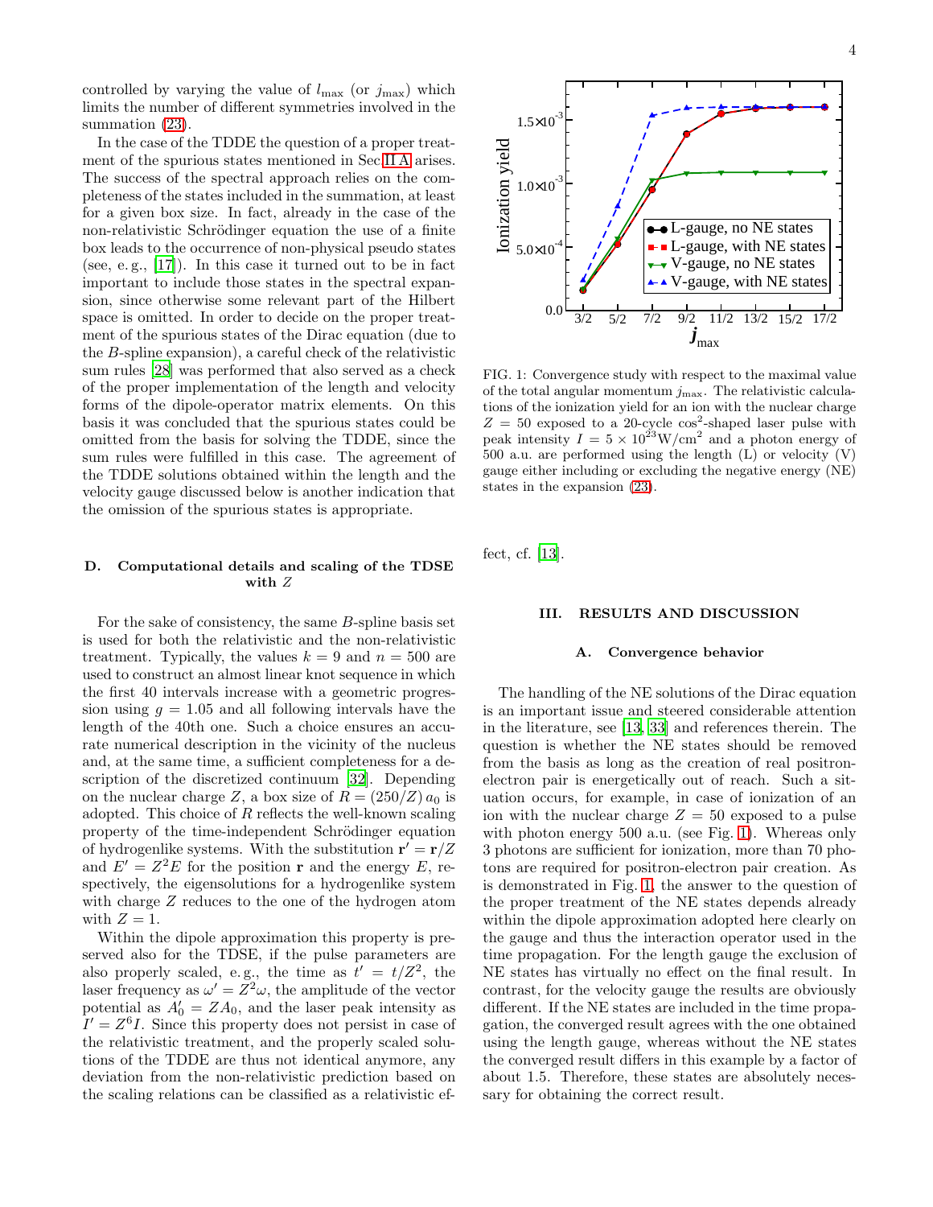controlled by varying the value of $l_{\max}$ (or $j_{\max}$) which limits the number of different symmetries involved in the summation (23).

In the case of the TDDE the question of a proper treatment of the spurious states mentioned in Sec II A arises. The success of the spectral approach relies on the completeness of the states included in the summation, at least for a given box size. In fact, already in the case of the non-relativistic Schrödinger equation the use of a finite box leads to the occurrence of non-physical pseudo states (see, e. g., [17]). In this case it turned out to be in fact important to include those states in the spectral expansion, since otherwise some relevant part of the Hilbert space is omitted. In order to decide on the proper treatment of the spurious states of the Dirac equation (due to the $B$-spline expansion), a careful check of the relativistic sum rules [28] was performed that also served as a check of the proper implementation of the length and velocity forms of the dipole-operator matrix elements. On this basis it was concluded that the spurious states could be omitted from the basis for solving the TDDE, since the sum rules were fulfilled in this case. The agreement of the TDDE solutions obtained within the length and the velocity gauge discussed below is another indication that the omission of the spurious states is appropriate.

### D. Computational details and scaling of the TDSE with $Z$

For the sake of consistency, the same $B$-spline basis set is used for both the relativistic and the non-relativistic treatment. Typically, the values $k = 9$ and $n = 500$ are used to construct an almost linear knot sequence in which the first 40 intervals increase with a geometric progression using $g = 1.05$ and all following intervals have the length of the 40th one. Such a choice ensures an accurate numerical description in the vicinity of the nucleus and, at the same time, a sufficient completeness for a description of the discretized continuum [32]. Depending on the nuclear charge $Z$, a box size of $R = (250/Z)\, a_0$ is adopted. This choice of $R$ reflects the well-known scaling property of the time-independent Schrödinger equation of hydrogenlike systems. With the substitution $\mathbf{r}' = \mathbf{r}/Z$ and $E' = Z^2 E$ for the position $\mathbf{r}$ and the energy $E$, respectively, the eigensolutions for a hydrogenlike system with charge $Z$ reduces to the one of the hydrogen atom with $Z = 1$.

Within the dipole approximation this property is preserved also for the TDSE, if the pulse parameters are also properly scaled, e. g., the time as $t' = t/Z^2$, the laser frequency as $\omega' = Z^2\omega$, the amplitude of the vector potential as $A_0' = Z A_0$, and the laser peak intensity as $I' = Z^6 I$. Since this property does not persist in case of the relativistic treatment, and the properly scaled solutions of the TDDE are thus not identical anymore, any deviation from the non-relativistic prediction based on the scaling relations can be classified as a relativistic effect, cf. [13].

FIG. 1: Convergence study with respect to the maximal value of the total angular momentum $j_{\max}$. The relativistic calculations of the ionization yield for an ion with the nuclear charge $Z = 50$ exposed to a 20-cycle $\cos^2$-shaped laser pulse with peak intensity $I = 5 \times 10^{23}\,\mathrm{W/cm^2}$ and a photon energy of 500 a.u. are performed using the length (L) or velocity (V) gauge either including or excluding the negative energy (NE) states in the expansion (23).

## III. RESULTS AND DISCUSSION

### A. Convergence behavior

The handling of the NE solutions of the Dirac equation is an important issue and steered considerable attention in the literature, see [13, 33] and references therein. The question is whether the NE states should be removed from the basis as long as the creation of real positron-electron pair is energetically out of reach. Such a situation occurs, for example, in case of ionization of an ion with the nuclear charge $Z = 50$ exposed to a pulse with photon energy 500 a.u. (see Fig. 1). Whereas only 3 photons are sufficient for ionization, more than 70 photons are required for positron-electron pair creation. As is demonstrated in Fig. 1, the answer to the question of the proper treatment of the NE states depends already within the dipole approximation adopted here clearly on the gauge and thus the interaction operator used in the time propagation. For the length gauge the exclusion of NE states has virtually no effect on the final result. In contrast, for the velocity gauge the results are obviously different. If the NE states are included in the time propagation, the converged result agrees with the one obtained using the length gauge, whereas without the NE states the converged result differs in this example by a factor of about 1.5. Therefore, these states are absolutely necessary for obtaining the correct result.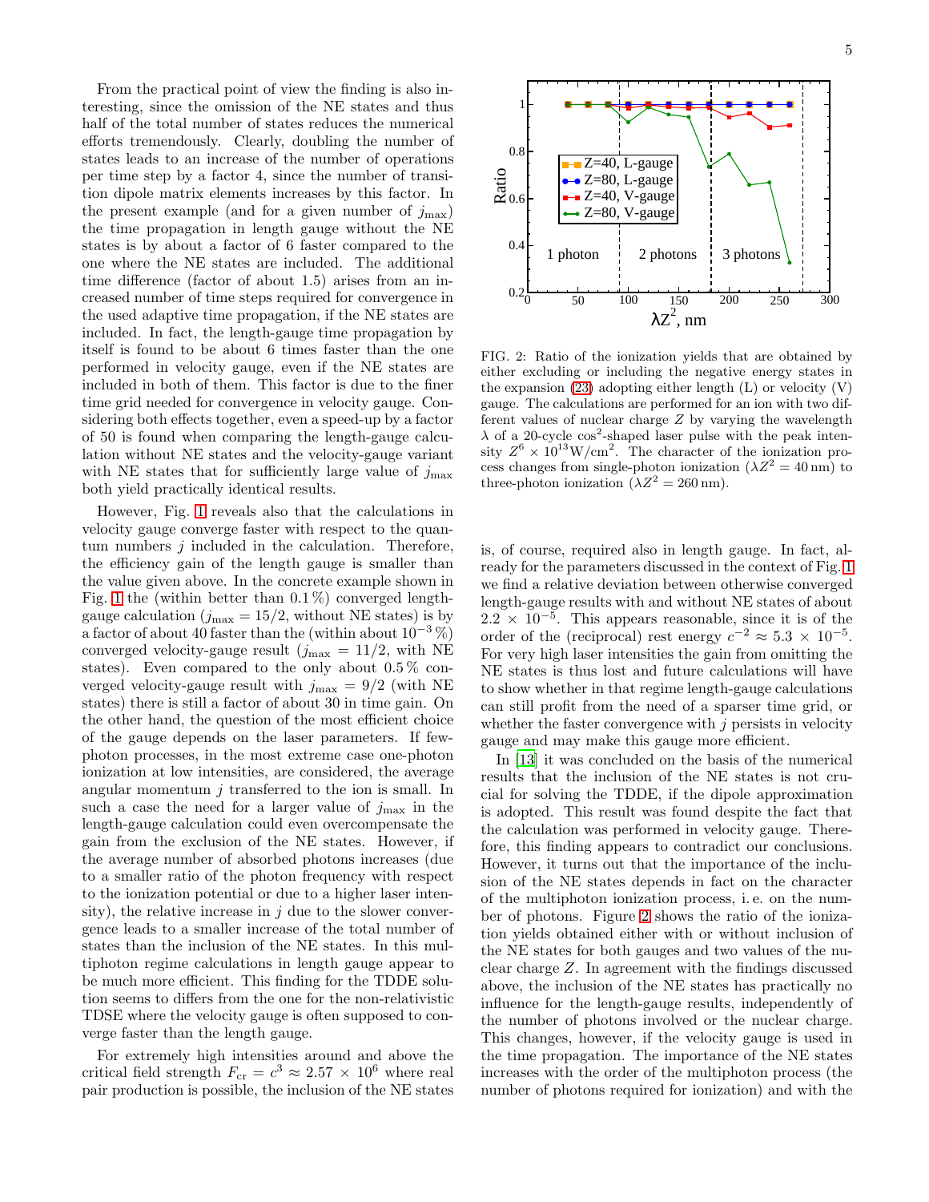From the practical point of view the finding is also interesting, since the omission of the NE states and thus half of the total number of states reduces the numerical efforts tremendously. Clearly, doubling the number of states leads to an increase of the number of operations per time step by a factor 4, since the number of transition dipole matrix elements increases by this factor. In the present example (and for a given number of $j_{\max}$) the time propagation in length gauge without the NE states is by about a factor of 6 faster compared to the one where the NE states are included. The additional time difference (factor of about 1.5) arises from an increased number of time steps required for convergence in the used adaptive time propagation, if the NE states are included. In fact, the length-gauge time propagation by itself is found to be about 6 times faster than the one performed in velocity gauge, even if the NE states are included in both of them. This factor is due to the finer time grid needed for convergence in velocity gauge. Considering both effects together, even a speed-up by a factor of 50 is found when comparing the length-gauge calculation without NE states and the velocity-gauge variant with NE states that for sufficiently large value of $j_{\max}$ both yield practically identical results.

However, Fig. 1 reveals also that the calculations in velocity gauge converge faster with respect to the quantum numbers $j$ included in the calculation. Therefore, the efficiency gain of the length gauge is smaller than the value given above. In the concrete example shown in Fig. 1 the (within better than 0.1 %) converged length-gauge calculation ($j_{\max} = 15/2$, without NE states) is by a factor of about 40 faster than the (within about $10^{-3}$ %) converged velocity-gauge result ($j_{\max} = 11/2$, with NE states). Even compared to the only about 0.5 % converged velocity-gauge result with $j_{\max} = 9/2$ (with NE states) there is still a factor of about 30 in time gain. On the other hand, the question of the most efficient choice of the gauge depends on the laser parameters. If few-photon processes, in the most extreme case one-photon ionization at low intensities, are considered, the average angular momentum $j$ transferred to the ion is small. In such a case the need for a larger value of $j_{\max}$ in the length-gauge calculation could even overcompensate the gain from the exclusion of the NE states. However, if the average number of absorbed photons increases (due to a smaller ratio of the photon frequency with respect to the ionization potential or due to a higher laser intensity), the relative increase in $j$ due to the slower convergence leads to a smaller increase of the total number of states than the inclusion of the NE states. In this multiphoton regime calculations in length gauge appear to be much more efficient. This finding for the TDDE solution seems to differs from the one for the non-relativistic TDSE where the velocity gauge is often supposed to converge faster than the length gauge.

For extremely high intensities around and above the critical field strength $F_{\rm cr} = c^3 \approx 2.57 \times 10^6$ where real pair production is possible, the inclusion of the NE states is, of course, required also in length gauge. In fact, already for the parameters discussed in the context of Fig. 1 we find a relative deviation between otherwise converged length-gauge results with and without NE states of about $2.2 \times 10^{-5}$. This appears reasonable, since it is of the order of the (reciprocal) rest energy $c^{-2} \approx 5.3 \times 10^{-5}$. For very high laser intensities the gain from omitting the NE states is thus lost and future calculations will have to show whether in that regime length-gauge calculations can still profit from the need of a sparser time grid, or whether the faster convergence with $j$ persists in velocity gauge and may make this gauge more efficient.

FIG. 2: Ratio of the ionization yields that are obtained by either excluding or including the negative energy states in the expansion (23) adopting either length (L) or velocity (V) gauge. The calculations are performed for an ion with two different values of nuclear charge $Z$ by varying the wavelength $\lambda$ of a 20-cycle $\cos^2$-shaped laser pulse with the peak intensity $Z^6 \times 10^{13}\,\mathrm{W/cm^2}$. The character of the ionization process changes from single-photon ionization ($\lambda Z^2 = 40\,\mathrm{nm}$) to three-photon ionization ($\lambda Z^2 = 260\,\mathrm{nm}$).

In [13] it was concluded on the basis of the numerical results that the inclusion of the NE states is not crucial for solving the TDDE, if the dipole approximation is adopted. This result was found despite the fact that the calculation was performed in velocity gauge. Therefore, this finding appears to contradict our conclusions. However, it turns out that the importance of the inclusion of the NE states depends in fact on the character of the multiphoton ionization process, i. e. on the number of photons. Figure 2 shows the ratio of the ionization yields obtained either with or without inclusion of the NE states for both gauges and two values of the nuclear charge $Z$. In agreement with the findings discussed above, the inclusion of the NE states has practically no influence for the length-gauge results, independently of the number of photons involved or the nuclear charge. This changes, however, if the velocity gauge is used in the time propagation. The importance of the NE states increases with the order of the multiphoton process (the number of photons required for ionization) and with the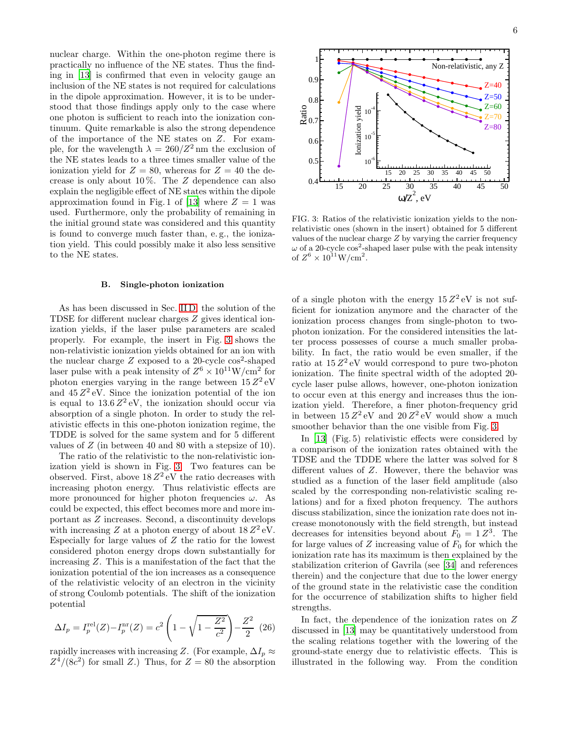nuclear charge. Within the one-photon regime there is practically no influence of the NE states. Thus the finding in [13] is confirmed that even in velocity gauge an inclusion of the NE states is not required for calculations in the dipole approximation. However, it is to be understood that those findings apply only to the case where one photon is sufficient to reach into the ionization continuum. Quite remarkable is also the strong dependence of the importance of the NE states on $Z$. For example, for the wavelength $\lambda = 260/Z^2$ nm the exclusion of the NE states leads to a three times smaller value of the ionization yield for $Z = 80$, whereas for $Z = 40$ the decrease is only about 10 %. The $Z$ dependence can also explain the negligible effect of NE states within the dipole approximation found in Fig. 1 of [13] where $Z = 1$ was used. Furthermore, only the probability of remaining in the initial ground state was considered and this quantity is found to converge much faster than, e. g., the ionization yield. This could possibly make it also less sensitive to the NE states.

### B. Single-photon ionization

As has been discussed in Sec. II D, the solution of the TDSE for different nuclear charges $Z$ gives identical ionization yields, if the laser pulse parameters are scaled properly. For example, the insert in Fig. 3 shows the non-relativistic ionization yields obtained for an ion with the nuclear charge $Z$ exposed to a 20-cycle $\cos^2$-shaped laser pulse with a peak intensity of $Z^6 \times 10^{11}\,\mathrm{W/cm^2}$ for photon energies varying in the range between $15\,Z^2$ eV and $45\,Z^2$ eV. Since the ionization potential of the ion is equal to $13.6\,Z^2$ eV, the ionization should occur via absorption of a single photon. In order to study the relativistic effects in this one-photon ionization regime, the TDDE is solved for the same system and for 5 different values of $Z$ (in between 40 and 80 with a stepsize of 10).

The ratio of the relativistic to the non-relativistic ionization yield is shown in Fig. 3. Two features can be observed. First, above $18\,Z^2$ eV the ratio decreases with increasing photon energy. Thus relativistic effects are more pronounced for higher photon frequencies $\omega$. As could be expected, this effect becomes more and more important as $Z$ increases. Second, a discontinuity develops with increasing $Z$ at a photon energy of about $18\,Z^2$ eV. Especially for large values of $Z$ the ratio for the lowest considered photon energy drops down substantially for increasing $Z$. This is a manifestation of the fact that the ionization potential of the ion increases as a consequence of the relativistic velocity of an electron in the vicinity of strong Coulomb potentials. The shift of the ionization potential

$$\Delta I_p = I_p^{\mathrm{rel}}(Z) - I_p^{\mathrm{nr}}(Z) = c^2 \left( 1 - \sqrt{1 - \frac{Z^2}{c^2}} \right) - \frac{Z^2}{2} \quad (26)$$

rapidly increases with increasing $Z$. (For example, $\Delta I_p \approx Z^4/(8c^2)$ for small $Z$.) Thus, for $Z = 80$ the absorption of a single photon with the energy $15\,Z^2$ eV is not sufficient for ionization anymore and the character of the ionization process changes from single-photon to two-photon ionization. For the considered intensities the latter process possesses of course a much smaller probability. In fact, the ratio would be even smaller, if the ratio at $15\,Z^2$ eV would correspond to pure two-photon ionization. The finite spectral width of the adopted 20-cycle laser pulse allows, however, one-photon ionization to occur even at this energy and increases thus the ionization yield. Therefore, a finer photon-frequency grid in between $15\,Z^2$ eV and $20\,Z^2$ eV would show a much smoother behavior than the one visible from Fig. 3.

FIG. 3: Ratios of the relativistic ionization yields to the non-relativistic ones (shown in the insert) obtained for 5 different values of the nuclear charge $Z$ by varying the carrier frequency $\omega$ of a 20-cycle $\cos^2$-shaped laser pulse with the peak intensity of $Z^6 \times 10^{11}\,\mathrm{W/cm^2}$.

In [13] (Fig. 5) relativistic effects were considered by a comparison of the ionization rates obtained with the TDSE and the TDDE where the latter was solved for 8 different values of $Z$. However, there the behavior was studied as a function of the laser field amplitude (also scaled by the corresponding non-relativistic scaling relations) and for a fixed photon frequency. The authors discuss stabilization, since the ionization rate does not increase monotonously with the field strength, but instead decreases for intensities beyond about $F_0 = 1\,Z^3$. The for large values of $Z$ increasing value of $F_0$ for which the ionization rate has its maximum is then explained by the stabilization criterion of Gavrila (see [34] and references therein) and the conjecture that due to the lower energy of the ground state in the relativistic case the condition for the occurrence of stabilization shifts to higher field strengths.

In fact, the dependence of the ionization rates on $Z$ discussed in [13] may be quantitatively understood from the scaling relations together with the lowering of the ground-state energy due to relativistic effects. This is illustrated in the following way. From the condition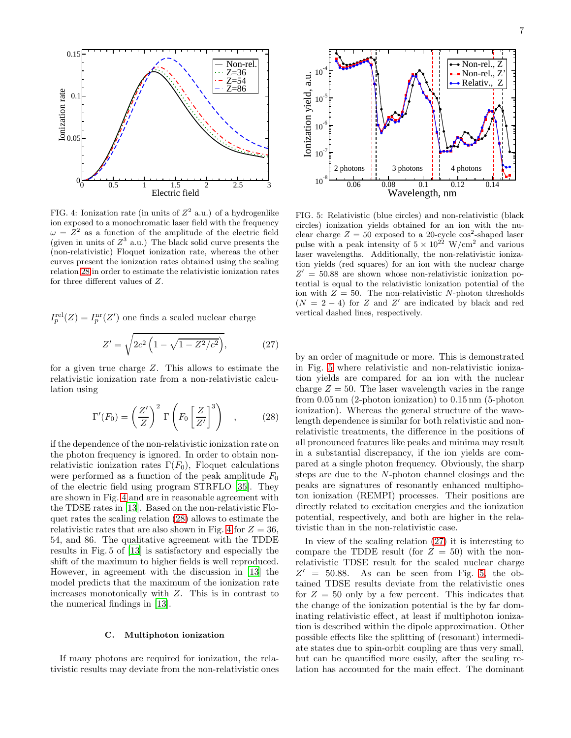FIG. 4: Ionization rate (in units of $Z^2$ a.u.) of a hydrogenlike ion exposed to a monochromatic laser field with the frequency $\omega = Z^2$ as a function of the amplitude of the electric field (given in units of $Z^3$ a.u.) The black solid curve presents the (non-relativistic) Floquet ionization rate, whereas the other curves present the ionization rates obtained using the scaling relation 28 in order to estimate the relativistic ionization rates for three different values of $Z$.

$I_p^{\rm rel}(Z) = I_p^{\rm nr}(Z')$ one finds a scaled nuclear charge

$$Z' = \sqrt{2c^2\left(1 - \sqrt{1 - Z^2/c^2}\right)}, \tag{27}$$

for a given true charge $Z$. This allows to estimate the relativistic ionization rate from a non-relativistic calculation using

$$\Gamma'(F_0) = \left(\frac{Z'}{Z}\right)^2 \Gamma\left(F_0\left[\frac{Z}{Z'}\right]^3\right) \quad , \tag{28}$$

if the dependence of the non-relativistic ionization rate on the photon frequency is ignored. In order to obtain non-relativistic ionization rates $\Gamma(F_0)$, Floquet calculations were performed as a function of the peak amplitude $F_0$ of the electric field using program STRFLO [35]. They are shown in Fig. 4 and are in reasonable agreement with the TDSE rates in [13]. Based on the non-relativistic Floquet rates the scaling relation (28) allows to estimate the relativistic rates that are also shown in Fig. 4 for $Z = 36$, 54, and 86. The qualitative agreement with the TDDE results in Fig. 5 of [13] is satisfactory and especially the shift of the maximum to higher fields is well reproduced. However, in agreement with the discussion in [13] the model predicts that the maximum of the ionization rate increases monotonically with $Z$. This is in contrast to the numerical findings in [13].

### C. Multiphoton ionization

If many photons are required for ionization, the relativistic results may deviate from the non-relativistic ones by an order of magnitude or more. This is demonstrated in Fig. 5 where relativistic and non-relativistic ionization yields are compared for an ion with the nuclear charge $Z = 50$. The laser wavelength varies in the range from 0.05 nm (2-photon ionization) to 0.15 nm (5-photon ionization). Whereas the general structure of the wavelength dependence is similar for both relativistic and non-relativistic treatments, the difference in the positions of all pronounced features like peaks and minima may result in a substantial discrepancy, if the ion yields are compared at a single photon frequency. Obviously, the sharp steps are due to the $N$-photon channel closings and the peaks are signatures of resonantly enhanced multiphoton ionization (REMPI) processes. Their positions are directly related to excitation energies and the ionization potential, respectively, and both are higher in the relativistic than in the non-relativistic case.

FIG. 5: Relativistic (blue circles) and non-relativistic (black circles) ionization yields obtained for an ion with the nuclear charge $Z = 50$ exposed to a 20-cycle $\cos^2$-shaped laser pulse with a peak intensity of $5 \times 10^{22}$ W/cm$^2$ and various laser wavelengths. Additionally, the non-relativistic ionization yields (red squares) for an ion with the nuclear charge $Z' = 50.88$ are shown whose non-relativistic ionization potential is equal to the relativistic ionization potential of the ion with $Z = 50$. The non-relativistic $N$-photon thresholds ($N = 2-4$) for $Z$ and $Z'$ are indicated by black and red vertical dashed lines, respectively.

In view of the scaling relation (27) it is interesting to compare the TDDE result (for $Z = 50$) with the non-relativistic TDSE result for the scaled nuclear charge $Z' = 50.88$. As can be seen from Fig. 5, the obtained TDSE results deviate from the relativistic ones for $Z = 50$ only by a few percent. This indicates that the change of the ionization potential is the by far dominating relativistic effect, at least if multiphoton ionization is described within the dipole approximation. Other possible effects like the splitting of (resonant) intermediate states due to spin-orbit coupling are thus very small, but can be quantified more easily, after the scaling relation has accounted for the main effect. The dominant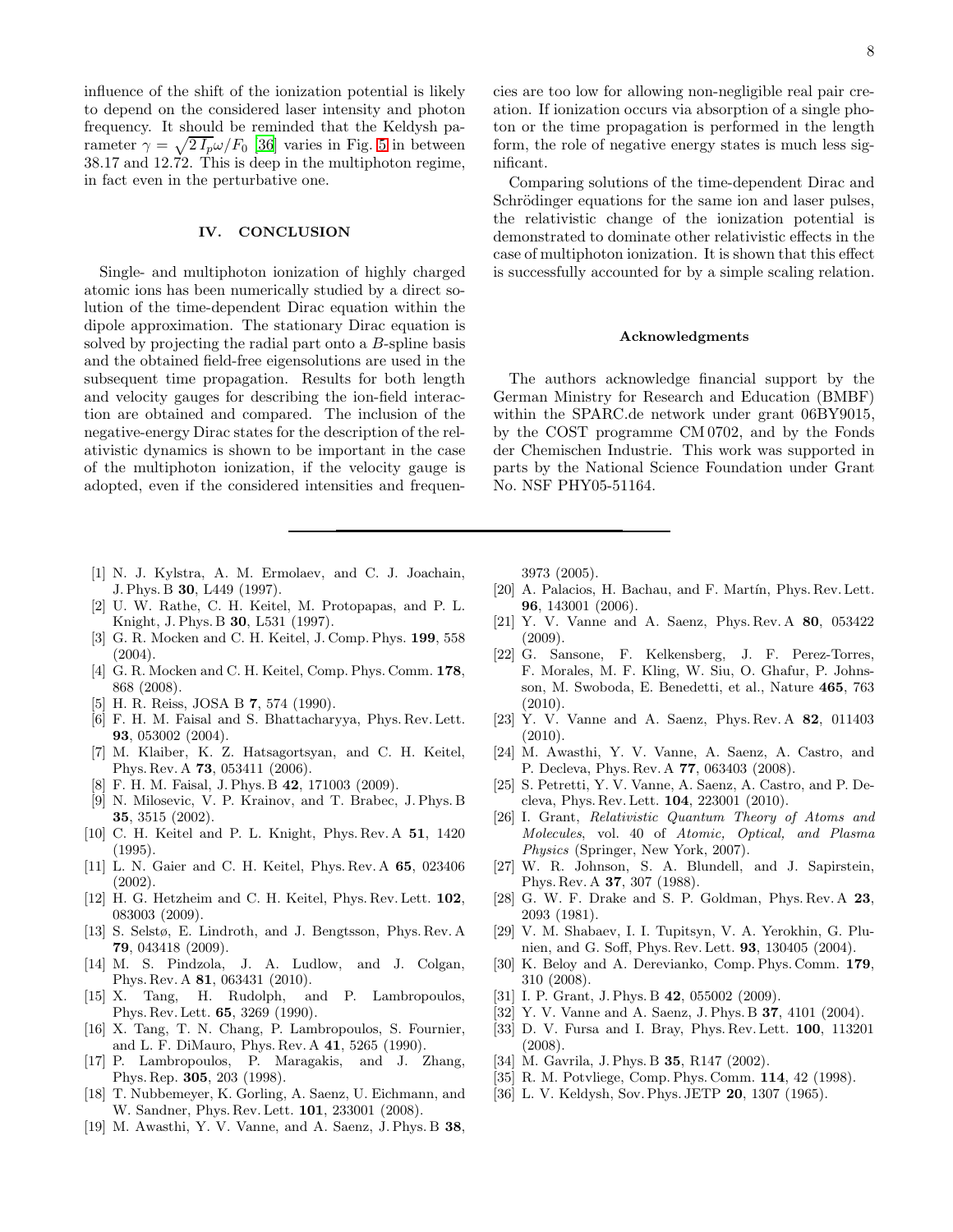influence of the shift of the ionization potential is likely to depend on the considered laser intensity and photon frequency. It should be reminded that the Keldysh parameter $\gamma = \sqrt{2\,I_p}\omega/F_0$ [36] varies in Fig. 5 in between 38.17 and 12.72. This is deep in the multiphoton regime, in fact even in the perturbative one.

## IV. CONCLUSION

Single- and multiphoton ionization of highly charged atomic ions has been numerically studied by a direct solution of the time-dependent Dirac equation within the dipole approximation. The stationary Dirac equation is solved by projecting the radial part onto a $B$-spline basis and the obtained field-free eigensolutions are used in the subsequent time propagation. Results for both length and velocity gauges for describing the ion-field interaction are obtained and compared. The inclusion of the negative-energy Dirac states for the description of the relativistic dynamics is shown to be important in the case of the multiphoton ionization, if the velocity gauge is adopted, even if the considered intensities and frequencies are too low for allowing non-negligible real pair creation. If ionization occurs via absorption of a single photon or the time propagation is performed in the length form, the role of negative energy states is much less significant.

Comparing solutions of the time-dependent Dirac and Schrödinger equations for the same ion and laser pulses, the relativistic change of the ionization potential is demonstrated to dominate other relativistic effects in the case of multiphoton ionization. It is shown that this effect is successfully accounted for by a simple scaling relation.

### Acknowledgments

The authors acknowledge financial support by the German Ministry for Research and Education (BMBF) within the SPARC.de network under grant 06BY9015, by the COST programme CM 0702, and by the Fonds der Chemischen Industrie. This work was supported in parts by the National Science Foundation under Grant No. NSF PHY05-51164.

---

[1] N. J. Kylstra, A. M. Ermolaev, and C. J. Joachain, J. Phys. B **30**, L449 (1997).
[2] U. W. Rathe, C. H. Keitel, M. Protopapas, and P. L. Knight, J. Phys. B **30**, L531 (1997).
[3] G. R. Mocken and C. H. Keitel, J. Comp. Phys. **199**, 558 (2004).
[4] G. R. Mocken and C. H. Keitel, Comp. Phys. Comm. **178**, 868 (2008).
[5] H. R. Reiss, JOSA B **7**, 574 (1990).
[6] F. H. M. Faisal and S. Bhattacharyya, Phys. Rev. Lett. **93**, 053002 (2004).
[7] M. Klaiber, K. Z. Hatsagortsyan, and C. H. Keitel, Phys. Rev. A **73**, 053411 (2006).
[8] F. H. M. Faisal, J. Phys. B **42**, 171003 (2009).
[9] N. Milosevic, V. P. Krainov, and T. Brabec, J. Phys. B **35**, 3515 (2002).
[10] C. H. Keitel and P. L. Knight, Phys. Rev. A **51**, 1420 (1995).
[11] L. N. Gaier and C. H. Keitel, Phys. Rev. A **65**, 023406 (2002).
[12] H. G. Hetzheim and C. H. Keitel, Phys. Rev. Lett. **102**, 083003 (2009).
[13] S. Selstø, E. Lindroth, and J. Bengtsson, Phys. Rev. A **79**, 043418 (2009).
[14] M. S. Pindzola, J. A. Ludlow, and J. Colgan, Phys. Rev. A **81**, 063431 (2010).
[15] X. Tang, H. Rudolph, and P. Lambropoulos, Phys. Rev. Lett. **65**, 3269 (1990).
[16] X. Tang, T. N. Chang, P. Lambropoulos, S. Fournier, and L. F. DiMauro, Phys. Rev. A **41**, 5265 (1990).
[17] P. Lambropoulos, P. Maragakis, and J. Zhang, Phys. Rep. **305**, 203 (1998).
[18] T. Nubbemeyer, K. Gorling, A. Saenz, U. Eichmann, and W. Sandner, Phys. Rev. Lett. **101**, 233001 (2008).
[19] M. Awasthi, Y. V. Vanne, and A. Saenz, J. Phys. B **38**, 3973 (2005).
[20] A. Palacios, H. Bachau, and F. Martín, Phys. Rev. Lett. **96**, 143001 (2006).
[21] Y. V. Vanne and A. Saenz, Phys. Rev. A **80**, 053422 (2009).
[22] G. Sansone, F. Kelkensberg, J. F. Perez-Torres, F. Morales, M. F. Kling, W. Siu, O. Ghafur, P. Johnsson, M. Swoboda, E. Benedetti, et al., Nature **465**, 763 (2010).
[23] Y. V. Vanne and A. Saenz, Phys. Rev. A **82**, 011403 (2010).
[24] M. Awasthi, Y. V. Vanne, A. Saenz, A. Castro, and P. Decleva, Phys. Rev. A **77**, 063403 (2008).
[25] S. Petretti, Y. V. Vanne, A. Saenz, A. Castro, and P. Decleva, Phys. Rev. Lett. **104**, 223001 (2010).
[26] I. Grant, *Relativistic Quantum Theory of Atoms and Molecules*, vol. 40 of *Atomic, Optical, and Plasma Physics* (Springer, New York, 2007).
[27] W. R. Johnson, S. A. Blundell, and J. Sapirstein, Phys. Rev. A **37**, 307 (1988).
[28] G. W. F. Drake and S. P. Goldman, Phys. Rev. A **23**, 2093 (1981).
[29] V. M. Shabaev, I. I. Tupitsyn, V. A. Yerokhin, G. Plunien, and G. Soff, Phys. Rev. Lett. **93**, 130405 (2004).
[30] K. Beloy and A. Derevianko, Comp. Phys. Comm. **179**, 310 (2008).
[31] I. P. Grant, J. Phys. B **42**, 055002 (2009).
[32] Y. V. Vanne and A. Saenz, J. Phys. B **37**, 4101 (2004).
[33] D. V. Fursa and I. Bray, Phys. Rev. Lett. **100**, 113201 (2008).
[34] M. Gavrila, J. Phys. B **35**, R147 (2002).
[35] R. M. Potvliege, Comp. Phys. Comm. **114**, 42 (1998).
[36] L. V. Keldysh, Sov. Phys. JETP **20**, 1307 (1965).